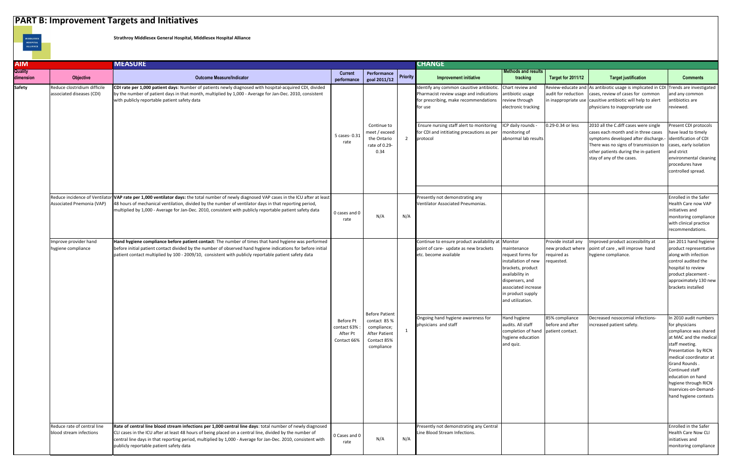# PART B: Improvement Targets and Initiatives

**Strathroy Middlesex General Hospital, Middlesex Hospital Alliance**

| AIM | | MEASURE | | | | CHANGE | | | | |
|---|---|---|---|---|---|---|---|---|---|---|
| **Quality dimension** | **Objective** | **Outcome Measure/Indicator** | **Current performance** | **Performance goal 2011/12** | **Priority** | **Improvement initiative** | **Methods and results tracking** | **Target for 2011/12** | **Target justification** | **Comments** |
| **Safety** | Reduce clostridium difficile associated diseases (CDI) | **CDI rate per 1,000 patient days**: Number of patients newly diagnosed with hospital-acquired CDI, divided by the number of patient days in that month, multiplied by 1,000 - Average for Jan-Dec. 2010, consistent with publicly reportable patient safety data | 5 cases- 0.31 rate | Continue to meet / exceed the Ontario rate of 0.29-0.34 | 2 | Identify any common causitive antibiotic. Pharmacist review usage and indications for prescribing, make recommendations for use | Chart review and antibiotic usage review through electronic tracking | Review-educate and audit for reduction in inappropriate use | As antibiotic usage is implicated in CDI cases, review of cases for common causitive antibiotic will help to alert physicians to inappropriate use | Trends are investigated and any common antibiotics are reviewed. |
| | | | | | | Ensure nursing staff alert to monitoring for CDI and initiating precautions as per protocol | ICP daily rounds - monitoring of abnormal lab results | 0.29-0.34 or less | 2010 all the C.diff cases were single cases each month and in three cases symptoms developed after discharge.- There was no signs of transmission to other patients during the in-patient stay of any of the cases. | Present CDI protocols have lead to timely identification of CDI cases, early isolation and strict environmental cleaning procedures have controlled spread. |
| | Reduce incidence of Ventilator Associated Pnemonia (VAP) | **VAP rate per 1,000 ventilator days:** the total number of newly diagnosed VAP cases in the ICU after at least 48 hours of mechanical ventilation, divided by the number of ventilator days in that reporting period, multiplied by 1,000 - Average for Jan-Dec. 2010, consistent with publicly reportable patient safety data | 0 cases and 0 rate | N/A | N/A | Presently not demonstrating any Ventilator Associated Pneumonias. | | | | Enrolled in the Safer Health Care now VAP initiatives and monitoring compliance with clinical practice recommendations. |
| | Improve provider hand hygiene compliance | **Hand hygiene compliance before patient contact**: The number of times that hand hygiene was performed before initial patient contact divided by the number of observed hand hygiene indications for before initial patient contact multiplied by 100 - 2009/10, consistent with publicly reportable patient safety data | Before Pt contact 63% : After Pt Contact 66% | Before Patient contact 85 % compliance; After Patient Contact 85% compliance | 1 | Continue to ensure product availability at point of care- update as new brackets etc. become available | Monitor maintenance request forms for installation of new brackets, product availability in dispensers, and associated increase in product supply and utilization. | Provide install any new product where required as requested. | Improved product accessibility at point of care , will improve hand hygiene compliance. | Jan 2011 hand hygiene product representative along with infection control audited the hospital to review product placement - approximately 130 new brackets installed |
| | | | | | | Ongoing hand hygiene awareness for physicians and staff | Hand hygiene audits. All staff completion of hand hygiene education and quiz. | 85% compliance before and after patient contact. | Decreased nosocomial infections- increased patient safety. | In 2010 audit numbers for physicians compliance was shared at MAC and the medical staff meeting. Presentation by RICN medical coordinator at Grand Rounds . Continued staff education on hand hygiene through RICN Inservices-on-Demand- hand hygiene contests |
| | Reduce rate of central line blood stream infections | **Rate of central line blood stream infections per 1,000 central line days**: total number of newly diagnosed CLI cases in the ICU after at least 48 hours of being placed on a central line, divided by the number of central line days in that reporting period, multiplied by 1,000 - Average for Jan-Dec. 2010, consistent with publicly reportable patient safety data | 0 Cases and 0 rate | N/A | N/A | Presently not demonstrating any Central Line Blood Stream Infections. | | | | Enrolled in the Safer Health Care Now CLI initiatives and monitoring compliance |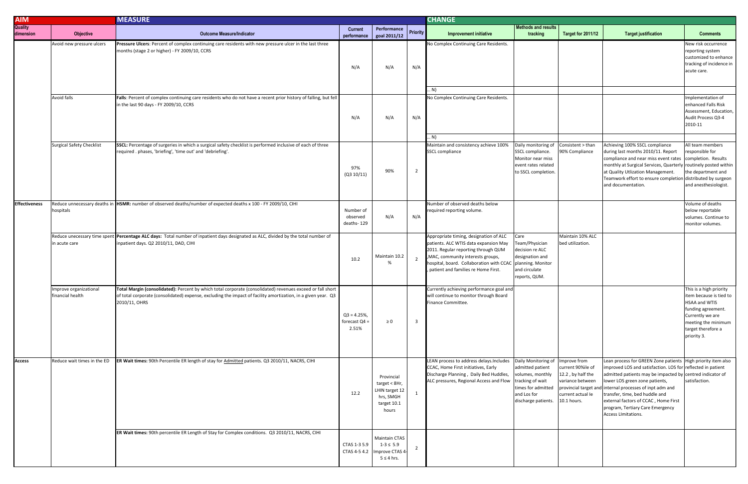| AIM | | MEASURE | | | | CHANGE | | | | |
|---|---|---|---|---|---|---|---|---|---|---|
| **Quality dimension** | **Objective** | **Outcome Measure/Indicator** | **Current performance** | **Performance goal 2011/12** | **Priority** | **Improvement initiative** | **Methods and results tracking** | **Target for 2011/12** | **Target justification** | **Comments** |
| | Avoid new pressure ulcers | **Pressure Ulcers**: Percent of complex continuing care residents with new pressure ulcer in the last three months (stage 2 or higher) - FY 2009/10, CCRS | N/A | N/A | N/A | No Complex Continuing Care Residents. ... N) | | | | New risk occurrence reporting system customized to enhance tracking of incidence in acute care. |
| | Avoid falls | **Falls**: Percent of complex continuing care residents who do not have a recent prior history of falling, but fell in the last 90 days - FY 2009/10, CCRS | N/A | N/A | N/A | No Complex Continuing Care Residents. ... N) | | | | Implementation of enhanced Falls Risk Assessment, Education, Audit Process Q3-4 2010-11 |
| | Surgical Safety Checklist | **SSCL:** Percentage of surgeries in which a surgical safety checklist is performed inclusive of each of three required . phases, 'briefing', 'time out' and 'debriefing'. | 97% (Q3 10/11) | 90% | 2 | Maintain and consistency achieve 100% SSCL compliance | Daily monitoring of SSCL compliance. Monitor near miss event rates related to SSCL completion. | Consistent > than 90% Compliance | Achieving 100% SSCL compliance during last months 2010/11. Report compliance and near miss event rates monthly at Surgical Services, Quarterly at Quality Utlization Management. Teamwork effort to ensure completion and documentation. | All team members responsible for completion. Results routinely posted within the department and distributed by surgeon and anesthesiologist. |
| **Effectiveness** | Reduce unnecessary deaths in hospitals | **HSMR:** number of observed deaths/number of expected deaths x 100 - FY 2009/10, CIHI | Number of observed deaths- 129 | N/A | N/A | Number of observed deaths below required reporting volume. | | | | Volume of deaths below reportable volumes. Continue to monitor volumes. |
| | Reduce unecessary time spent in acute care | **Percentage ALC days:** Total number of inpatient days designated as ALC, divided by the total number of inpatient days. Q2 2010/11, DAD, CIHI | 10.2 | Maintain 10.2 % | 2 | Appropriate timing, designation of ALC patients. ALC WTIS data expansion May 2011. Regular reporting through QUM ,MAC, community interests groups, hospital, board. Collaboration with CCAC , patient and families re Home First. | Care Team/Physician decision re ALC designation and planning. Monitor and circulate reports, QUM. | Maintain 10% ALC bed utilization. | | |
| | Improve organizational financial health | **Total Margin (consolidated):** Percent by which total corporate (consolidated) revenues exceed or fall short of total corporate (consolidated) expense, excluding the impact of facility amortization, in a given year. Q3 2010/11, OHRS | Q3 = 4.25%, forecast Q4 = 2.51% | ≥ 0 | 3 | Currently achieving performance goal and will continue to monitor through Board Finance Committee. | | | | This is a high priority item because is tied to HSAA and WTIS funding agreement. Currently we are meeting the minimum target therefore a priority 3. |
| **Access** | Reduce wait times in the ED | **ER Wait times:** 90th Percentile ER length of stay for Admitted patients. Q3 2010/11, NACRS, CIHI | 12.2 | Provincial target < 8Hr, LHIN target 12 hrs, SMGH target 10.1 hours | 1 | LEAN process to address delays.Includes CCAC, Home First initiatives, Early Discharge Planning , Daily Bed Huddles, ALC pressures, Regional Access and Flow | Daily Monitoring of admitted patient volumes, monthly tracking of wait times for admitted and Los for discharge patients. | Improve from current 90%ile of 12.2 , by half the variance between provincial target and current actual le 10.1 hours. | Lean process for GREEN Zone patients improved LOS and satisfaction. LOS for admitted patients may be impacted by lower LOS green zone patients, internal processes of inpt adm and transfer, time, bed huddle and external factors of CCAC , Home First program, Tertiary Care Emergency Access LImitations. | High priority item also reflected in patient centred indicator of satisfaction. |
| | | **ER Wait times:** 90th percentile ER Length of Stay for Complex conditions. Q3 2010/11, NACRS, CIHI | CTAS 1-3 5.9 CTAS 4-5 4.2 | Maintain CTAS 1-3 ≤ 5.9 Improve CTAS 4-5 ≤ 4 hrs. | 2 | | | | | |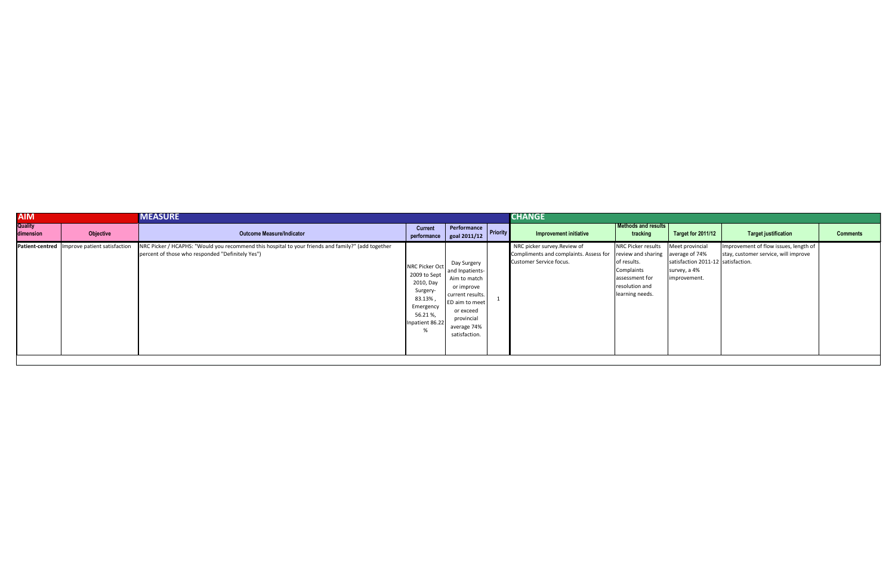| AIM | | MEASURE | | | | CHANGE | | | | |
|---|---|---|---|---|---|---|---|---|---|---|
| Quality dimension | Objective | Outcome Measure/Indicator | Current performance | Performance goal 2011/12 | Priority | Improvement initiative | Methods and results tracking | Target for 2011/12 | Target justification | Comments |
| Patient-centred | Improve patient satisfaction | NRC Picker / HCAPHS: "Would you recommend this hospital to your friends and family?" (add together percent of those who responded "Definitely Yes") | NRC Picker Oct 2009 to Sept 2010, Day Surgery-83.13% , Emergency 56.21 %, Inpatient 86.22 % | Day Surgery and Inpatients-Aim to match or improve current results. ED aim to meet or exceed provincial average 74% satisfaction. | 1 | NRC picker survey.Review of Compliments and complaints. Assess for Customer Service focus. | NRC Picker results review and sharing of results. Complaints assessment for resolution and learning needs. | Meet provincial average of 74% satisfaction 2011-12 survey, a 4% improvement. | Improvement of flow issues, length of stay, customer service, will improve satisfaction. | |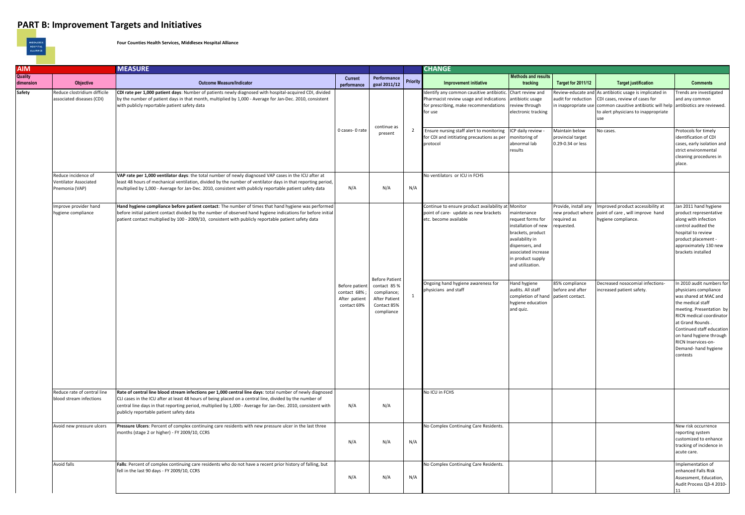# PART B: Improvement Targets and Initiatives

**Four Counties Health Services, Middlesex Hospital Alliance**

| AIM | | MEASURE | | | | CHANGE | | | | |
|---|---|---|---|---|---|---|---|---|---|---|
| Quality dimension | Objective | Outcome Measure/Indicator | Current performance | Performance goal 2011/12 | Priority | Improvement initiative | Methods and results tracking | Target for 2011/12 | Target justification | Comments |
| Safety | Reduce clostridium difficile associated diseases (CDI) | **CDI rate per 1,000 patient days**: Number of patients newly diagnosed with hospital-acquired CDI, divided by the number of patient days in that month, multiplied by 1,000 - Average for Jan-Dec. 2010, consistent with publicly reportable patient safety data | 0 cases- 0 rate | continue as present | 2 | Identify any common causitive antibiotic. Pharmacist review usage and indications for prescribing, make recommendations for use | Chart review and antibiotic usage review through electronic tracking | Review-educate and audit for reduction in inappropriate use | As antibiotic usage is implicated in CDI cases, review of cases for common causitive antibiotic will help to alert physicians to inappropriate use | Trends are investigated and any common antibiotics are reviewed. |
| | | | | | | Ensure nursing staff alert to monitoring for CDI and intitiating precautions as per protocol | ICP daily review - monitoring of abnormal lab results | Maintain below provincial target 0.29-0.34 or less | No cases. | Protocols for timely identification of CDI cases, early isolation and strict environmental cleaning procedures in place. |
| | Reduce incidence of Ventilator Associated Pnemonia (VAP) | **VAP rate per 1,000 ventilator days**: the total number of newly diagnosed VAP cases in the ICU after at least 48 hours of mechanical ventilation, divided by the number of ventilator days in that reporting period, multiplied by 1,000 - Average for Jan-Dec. 2010, consistent with publicly reportable patient safety data | N/A | N/A | N/A | No ventilators or ICU in FCHS | | | | |
| | Improve provider hand hygiene compliance | **Hand hygiene compliance before patient contact**: The number of times that hand hygiene was performed before initial patient contact divided by the number of observed hand hygiene indications for before initial patient contact multiplied by 100 - 2009/10, consistent with publicly reportable patient safety data | Before patient contact 68% ; After patient contact 69% | Before Patient contact 85 % compliance; After Patient Contact 85% compliance | 1 | Continue to ensure product availability at point of care- update as new brackets etc. become available | Monitor maintenance request forms for installation of new brackets, product availability in dispensers, and associated increase in product supply and utilization. | Provide, install any new product where required as requested. | Improved product accessibility at point of care , will improve hand hygiene compliance. | Jan 2011 hand hygiene product representative along with infection control audited the hospital to review product placement - approximately 130 new brackets installed |
| | | | | | | Ongoing hand hygiene awareness for physicians and staff | Hand hygiene audits. All staff completion of hand hygiene education and quiz. | 85% compliance before and after patient contact. | Decreased nosocomial infections- increased patient safety. | In 2010 audit numbers for physicians compliance was shared at MAC and the medical staff meeting. Presentation by RICN medical coordinator at Grand Rounds . Continued staff education on hand hygiene through RICN Inservices-on-Demand- hand hygiene contests |
| | Reduce rate of central line blood stream infections | **Rate of central line blood stream infections per 1,000 central line days**: total number of newly diagnosed CLI cases in the ICU after at least 48 hours of being placed on a central line, divided by the number of central line days in that reporting period, multiplied by 1,000 - Average for Jan-Dec. 2010, consistent with publicly reportable patient safety data | N/A | N/A | | No ICU in FCHS | | | | |
| | Avoid new pressure ulcers | **Pressure Ulcers**: Percent of complex continuing care residents with new pressure ulcer in the last three months (stage 2 or higher) - FY 2009/10, CCRS | N/A | N/A | N/A | No Complex Continuing Care Residents. | | | | New risk occurrence reporting system customized to enhance tracking of incidence in acute care. |
| | Avoid falls | **Falls**: Percent of complex continuing care residents who do not have a recent prior history of falling, but fell in the last 90 days - FY 2009/10, CCRS | N/A | N/A | N/A | No Complex Continuing Care Residents. | | | | Implementation of enhanced Falls Risk Assessment, Education, Audit Process Q3-4 2010-11 |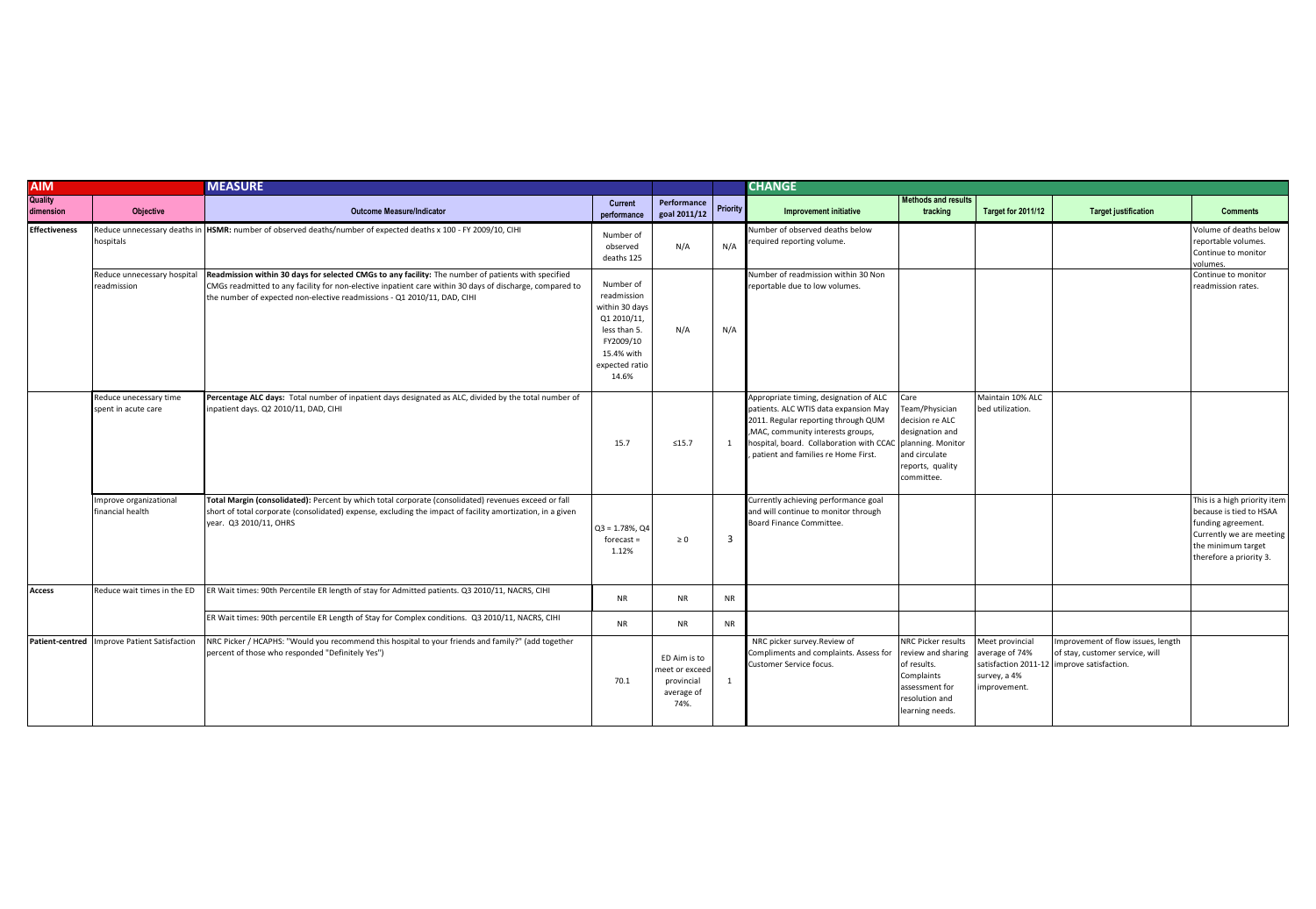| AIM | | MEASURE | | | | CHANGE | | | | |
|---|---|---|---|---|---|---|---|---|---|---|
| **Quality dimension** | **Objective** | **Outcome Measure/Indicator** | **Current performance** | **Performance goal 2011/12** | **Priority** | **Improvement initiative** | **Methods and results tracking** | **Target for 2011/12** | **Target justification** | **Comments** |
| **Effectiveness** | Reduce unnecessary deaths in hospitals | **HSMR:** number of observed deaths/number of expected deaths x 100 - FY 2009/10, CIHI | Number of observed deaths 125 | N/A | N/A | Number of observed deaths below required reporting volume. | | | | Volume of deaths below reportable volumes. Continue to monitor volumes. |
| | Reduce unnecessary hospital readmission | **Readmission within 30 days for selected CMGs to any facility:** The number of patients with specified CMGs readmitted to any facility for non-elective inpatient care within 30 days of discharge, compared to the number of expected non-elective readmissions - Q1 2010/11, DAD, CIHI | Number of readmission within 30 days Q1 2010/11, less than 5. FY2009/10 15.4% with expected ratio 14.6% | N/A | N/A | Number of readmission within 30 Non reportable due to low volumes. | | | | Continue to monitor readmission rates. |
| | Reduce unecessary time spent in acute care | **Percentage ALC days:** Total number of inpatient days designated as ALC, divided by the total number of inpatient days. Q2 2010/11, DAD, CIHI | 15.7 | ≤15.7 | 1 | Appropriate timing, designation of ALC patients. ALC WTIS data expansion May 2011. Regular reporting through QUM ,MAC, community interests groups, hospital, board. Collaboration with CCAC , patient and families re Home First. | Care Team/Physician decision re ALC designation and planning. Monitor and circulate reports, quality committee. | Maintain 10% ALC bed utilization. | | |
| | Improve organizational financial health | **Total Margin (consolidated):** Percent by which total corporate (consolidated) revenues exceed or fall short of total corporate (consolidated) expense, excluding the impact of facility amortization, in a given year. Q3 2010/11, OHRS | Q3 = 1.78%, Q4 forecast = 1.12% | ≥ 0 | 3 | Currently achieving performance goal and will continue to monitor through Board Finance Committee. | | | | This is a high priority item because is tied to HSAA funding agreement. Currently we are meeting the minimum target therefore a priority 3. |
| **Access** | Reduce wait times in the ED | ER Wait times: 90th Percentile ER length of stay for Admitted patients. Q3 2010/11, NACRS, CIHI | NR | NR | NR | | | | | |
| | | ER Wait times: 90th percentile ER Length of Stay for Complex conditions. Q3 2010/11, NACRS, CIHI | NR | NR | NR | | | | | |
| **Patient-centred** | Improve Patient Satisfaction | NRC Picker / HCAPHS: "Would you recommend this hospital to your friends and family?" (add together percent of those who responded "Definitely Yes") | 70.1 | ED Aim is to meet or exceed provincial average of 74%. | 1 | NRC picker survey.Review of Compliments and complaints. Assess for Customer Service focus. | NRC Picker results review and sharing of results. Complaints assessment for resolution and learning needs. | Meet provincial average of 74% satisfaction 2011-12 survey, a 4% improvement. | Improvement of flow issues, length of stay, customer service, will improve satisfaction. | |